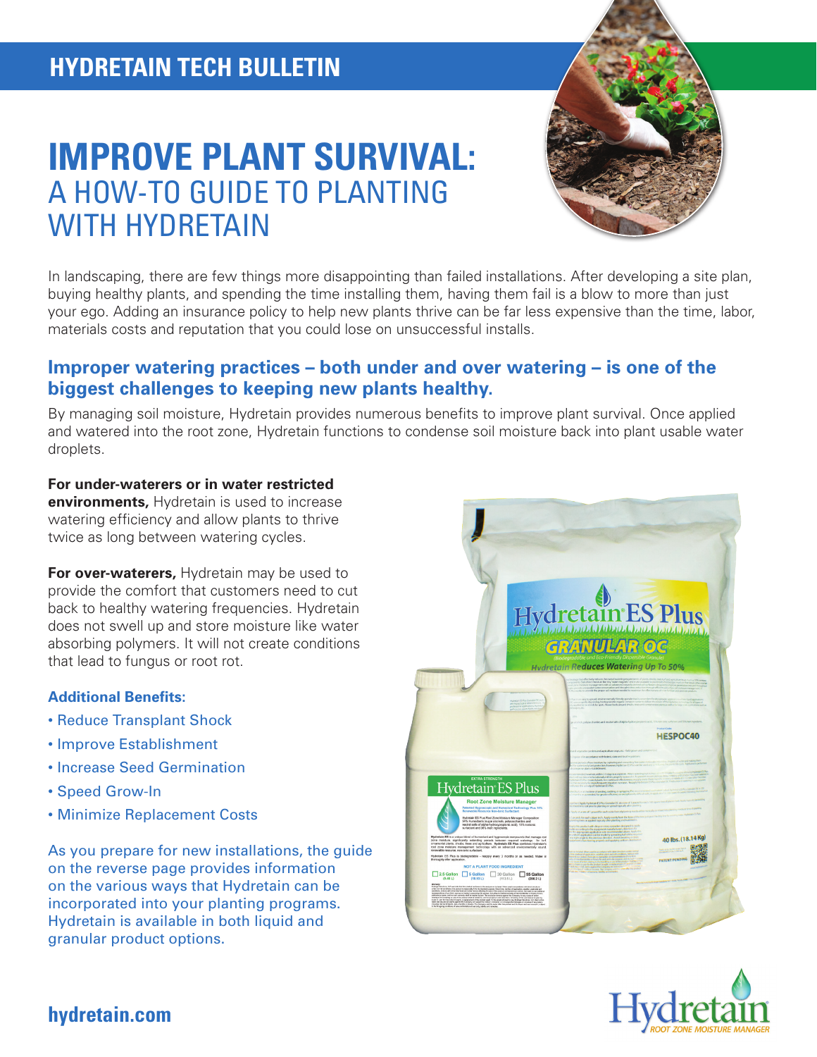HYDRETAIN TECH BULLETIN

# IMPROVE PLANT SURVIVAL:
## A HOW-TO GUIDE TO PLANTING WITH HYDRETAIN

In landscaping, there are few things more disappointing than failed installations. After developing a site plan, buying healthy plants, and spending the time installing them, having them fail is a blow to more than just your ego. Adding an insurance policy to help new plants thrive can be far less expensive than the time, labor, materials costs and reputation that you could lose on unsuccessful installs.

### Improper watering practices – both under and over watering – is one of the biggest challenges to keeping new plants healthy.

By managing soil moisture, Hydretain provides numerous benefits to improve plant survival. Once applied and watered into the root zone, Hydretain functions to condense soil moisture back into plant usable water droplets.

**For under-waterers or in water restricted environments,** Hydretain is used to increase watering efficiency and allow plants to thrive twice as long between watering cycles.

**For over-waterers,** Hydretain may be used to provide the comfort that customers need to cut back to healthy watering frequencies. Hydretain does not swell up and store moisture like water absorbing polymers. It will not create conditions that lead to fungus or root rot.

### Additional Benefits:

- Reduce Transplant Shock
- Improve Establishment
- Increase Seed Germination
- Speed Grow-In
- Minimize Replacement Costs

As you prepare for new installations, the guide on the reverse page provides information on the various ways that Hydretain can be incorporated into your planting programs. Hydretain is available in both liquid and granular product options.

**hydretain.com**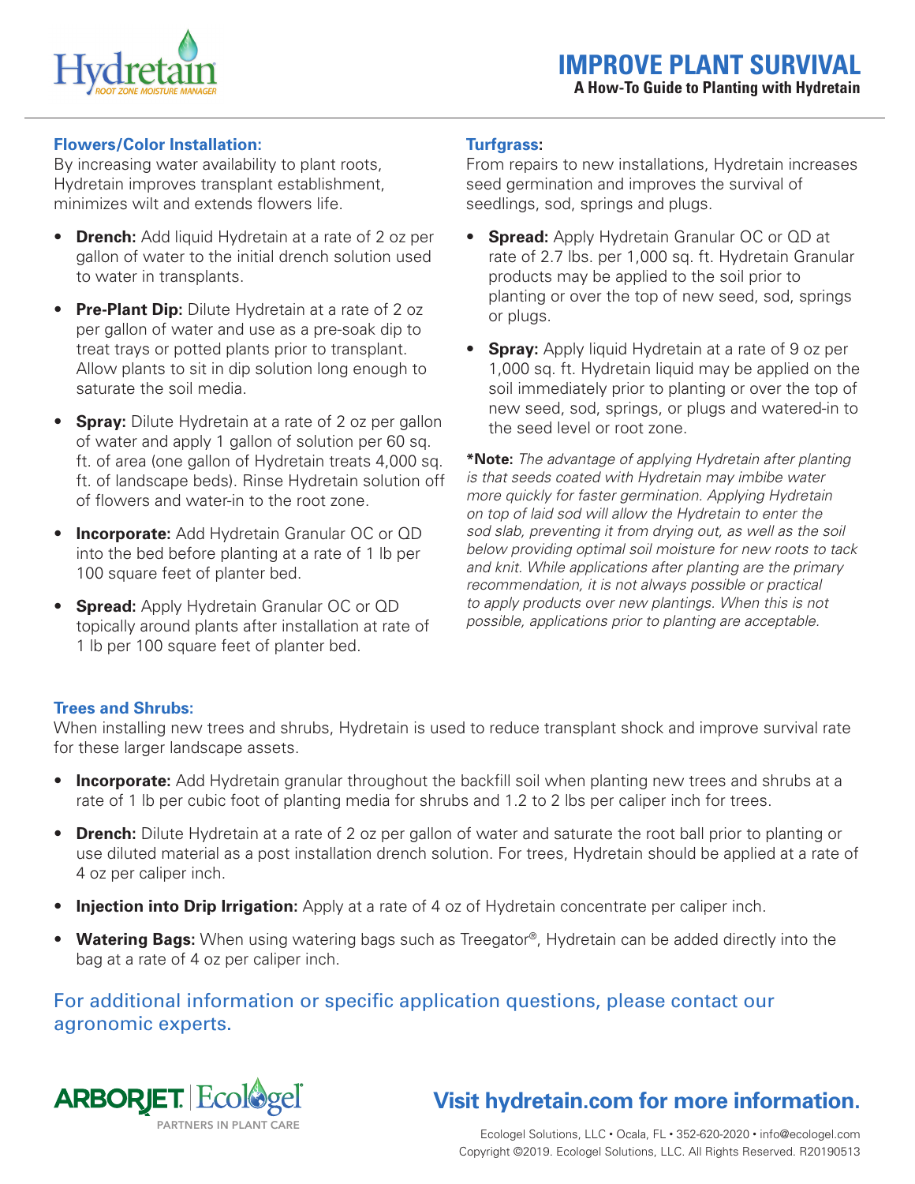# IMPROVE PLANT SURVIVAL

**A How-To Guide to Planting with Hydretain**

### Flowers/Color Installation:

By increasing water availability to plant roots, Hydretain improves transplant establishment, minimizes wilt and extends flowers life.

- **Drench:** Add liquid Hydretain at a rate of 2 oz per gallon of water to the initial drench solution used to water in transplants.
- **Pre-Plant Dip:** Dilute Hydretain at a rate of 2 oz per gallon of water and use as a pre-soak dip to treat trays or potted plants prior to transplant. Allow plants to sit in dip solution long enough to saturate the soil media.
- **Spray:** Dilute Hydretain at a rate of 2 oz per gallon of water and apply 1 gallon of solution per 60 sq. ft. of area (one gallon of Hydretain treats 4,000 sq. ft. of landscape beds). Rinse Hydretain solution off of flowers and water-in to the root zone.
- **Incorporate:** Add Hydretain Granular OC or QD into the bed before planting at a rate of 1 lb per 100 square feet of planter bed.
- **Spread:** Apply Hydretain Granular OC or QD topically around plants after installation at rate of 1 lb per 100 square feet of planter bed.

### Turfgrass:

From repairs to new installations, Hydretain increases seed germination and improves the survival of seedlings, sod, springs and plugs.

- **Spread:** Apply Hydretain Granular OC or QD at rate of 2.7 lbs. per 1,000 sq. ft. Hydretain Granular products may be applied to the soil prior to planting or over the top of new seed, sod, springs or plugs.
- **Spray:** Apply liquid Hydretain at a rate of 9 oz per 1,000 sq. ft. Hydretain liquid may be applied on the soil immediately prior to planting or over the top of new seed, sod, springs, or plugs and watered-in to the seed level or root zone.

**\*Note:** *The advantage of applying Hydretain after planting is that seeds coated with Hydretain may imbibe water more quickly for faster germination. Applying Hydretain on top of laid sod will allow the Hydretain to enter the sod slab, preventing it from drying out, as well as the soil below providing optimal soil moisture for new roots to tack and knit. While applications after planting are the primary recommendation, it is not always possible or practical to apply products over new plantings. When this is not possible, applications prior to planting are acceptable.*

### Trees and Shrubs:

When installing new trees and shrubs, Hydretain is used to reduce transplant shock and improve survival rate for these larger landscape assets.

- **Incorporate:** Add Hydretain granular throughout the backfill soil when planting new trees and shrubs at a rate of 1 lb per cubic foot of planting media for shrubs and 1.2 to 2 lbs per caliper inch for trees.
- **Drench:** Dilute Hydretain at a rate of 2 oz per gallon of water and saturate the root ball prior to planting or use diluted material as a post installation drench solution. For trees, Hydretain should be applied at a rate of 4 oz per caliper inch.
- **Injection into Drip Irrigation:** Apply at a rate of 4 oz of Hydretain concentrate per caliper inch.
- **Watering Bags:** When using watering bags such as Treegator®, Hydretain can be added directly into the bag at a rate of 4 oz per caliper inch.

For additional information or specific application questions, please contact our agronomic experts.

ARBORJET | Ecologel
PARTNERS IN PLANT CARE

**Visit hydretain.com for more information.**

Ecologel Solutions, LLC • Ocala, FL • 352-620-2020 • info@ecologel.com
Copyright ©2019. Ecologel Solutions, LLC. All Rights Reserved. R20190513